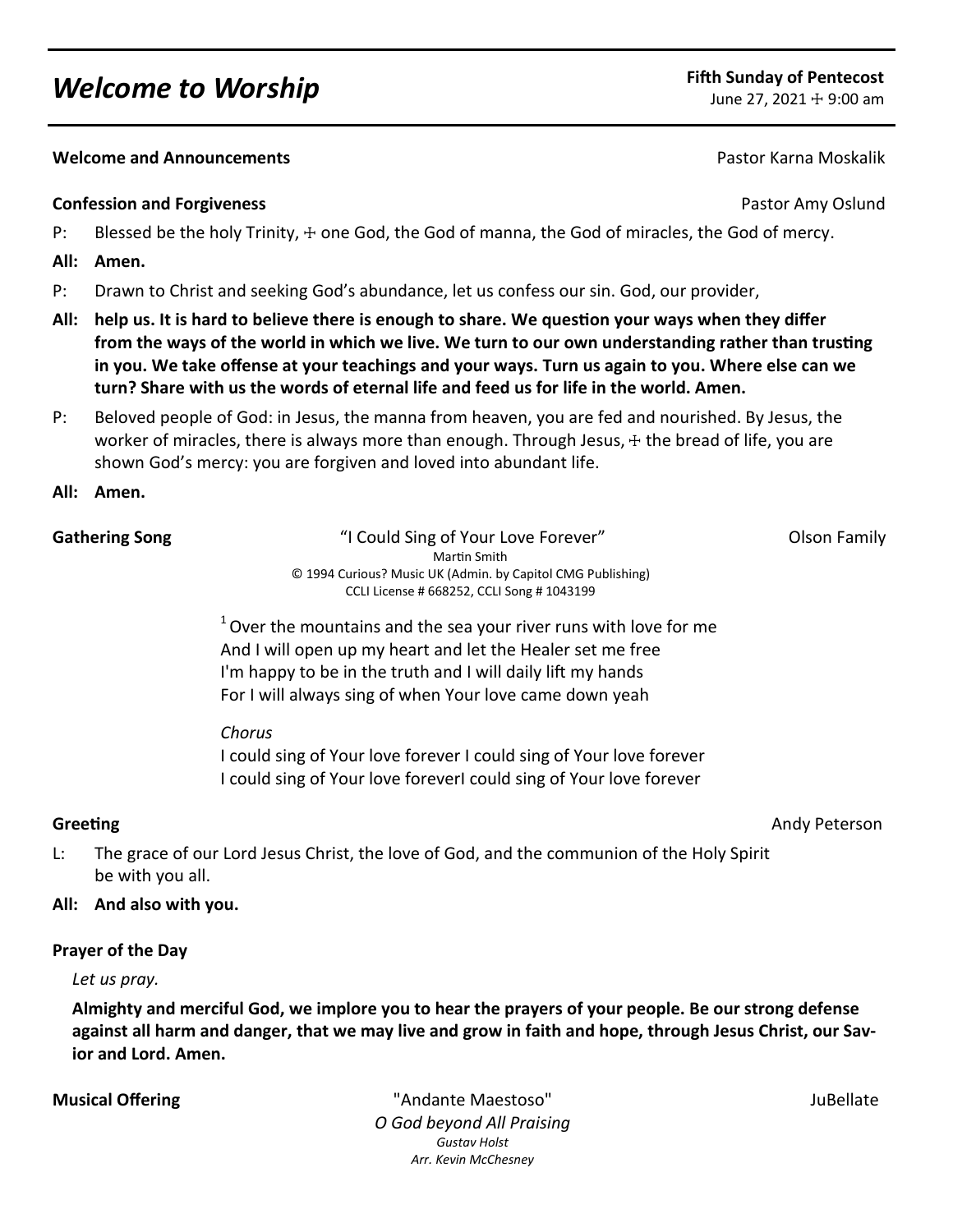# *Welcome to Worship*

**Fifth Sunday of Pentecost**
June 27, 2021 ☩ 9:00 am

**Welcome and Announcements** Pastor Karna Moskalik

**Confession and Forgiveness** Pastor Amy Oslund

P: Blessed be the holy Trinity, ☩ one God, the God of manna, the God of miracles, the God of mercy.

**All: Amen.**

P: Drawn to Christ and seeking God's abundance, let us confess our sin. God, our provider,

**All: help us. It is hard to believe there is enough to share. We question your ways when they differ from the ways of the world in which we live. We turn to our own understanding rather than trusting in you. We take offense at your teachings and your ways. Turn us again to you. Where else can we turn? Share with us the words of eternal life and feed us for life in the world. Amen.**

P: Beloved people of God: in Jesus, the manna from heaven, you are fed and nourished. By Jesus, the worker of miracles, there is always more than enough. Through Jesus, ☩ the bread of life, you are shown God's mercy: you are forgiven and loved into abundant life.

**All: Amen.**

**Gathering Song** "I Could Sing of Your Love Forever" Olson Family

Martin Smith
© 1994 Curious? Music UK (Admin. by Capitol CMG Publishing)
CCLI License # 668252, CCLI Song # 1043199

[1] Over the mountains and the sea your river runs with love for me
And I will open up my heart and let the Healer set me free
I'm happy to be in the truth and I will daily lift my hands
For I will always sing of when Your love came down yeah

*Chorus*
I could sing of Your love forever I could sing of Your love forever
I could sing of Your love foreverI could sing of Your love forever

**Greeting** Andy Peterson

L: The grace of our Lord Jesus Christ, the love of God, and the communion of the Holy Spirit be with you all.

**All: And also with you.**

**Prayer of the Day**

*Let us pray.*

**Almighty and merciful God, we implore you to hear the prayers of your people. Be our strong defense against all harm and danger, that we may live and grow in faith and hope, through Jesus Christ, our Savior and Lord. Amen.**

**Musical Offering** "Andante Maestoso" JuBellate

*O God beyond All Praising*
*Gustav Holst*
*Arr. Kevin McChesney*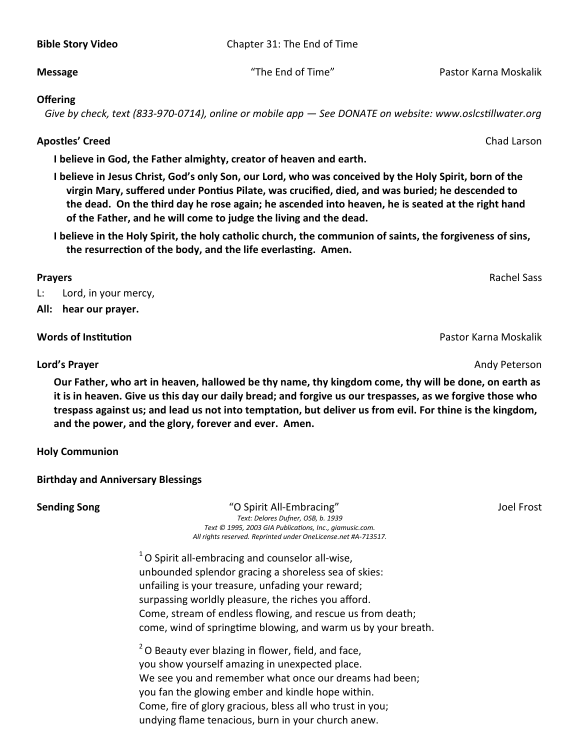**Bible Story Video** Chapter 31: The End of Time

**Message** "The End of Time" Pastor Karna Moskalik

**Offering**

*Give by check, text (833-970-0714), online or mobile app — See DONATE on website: www.oslcstillwater.org*

**Apostles' Creed** Chad Larson

**I believe in God, the Father almighty, creator of heaven and earth.**

**I believe in Jesus Christ, God's only Son, our Lord, who was conceived by the Holy Spirit, born of the virgin Mary, suffered under Pontius Pilate, was crucified, died, and was buried; he descended to the dead. On the third day he rose again; he ascended into heaven, he is seated at the right hand of the Father, and he will come to judge the living and the dead.**

**I believe in the Holy Spirit, the holy catholic church, the communion of saints, the forgiveness of sins, the resurrection of the body, and the life everlasting. Amen.**

**Prayers** Rachel Sass

L: Lord, in your mercy,

**All: hear our prayer.**

**Words of Institution** Pastor Karna Moskalik

**Lord's Prayer** Andy Peterson

**Our Father, who art in heaven, hallowed be thy name, thy kingdom come, thy will be done, on earth as it is in heaven. Give us this day our daily bread; and forgive us our trespasses, as we forgive those who trespass against us; and lead us not into temptation, but deliver us from evil. For thine is the kingdom, and the power, and the glory, forever and ever. Amen.**

**Holy Communion**

**Birthday and Anniversary Blessings**

**Sending Song** "O Spirit All-Embracing" Joel Frost

*Text: Delores Dufner, OSB, b. 1939*
*Text © 1995, 2003 GIA Publications, Inc., giamusic.com.*
*All rights reserved. Reprinted under OneLicense.net #A-713517.*

[1] O Spirit all-embracing and counselor all-wise,
unbounded splendor gracing a shoreless sea of skies:
unfailing is your treasure, unfading your reward;
surpassing worldly pleasure, the riches you afford.
Come, stream of endless flowing, and rescue us from death;
come, wind of springtime blowing, and warm us by your breath.

[2] O Beauty ever blazing in flower, field, and face,
you show yourself amazing in unexpected place.
We see you and remember what once our dreams had been;
you fan the glowing ember and kindle hope within.
Come, fire of glory gracious, bless all who trust in you;
undying flame tenacious, burn in your church anew.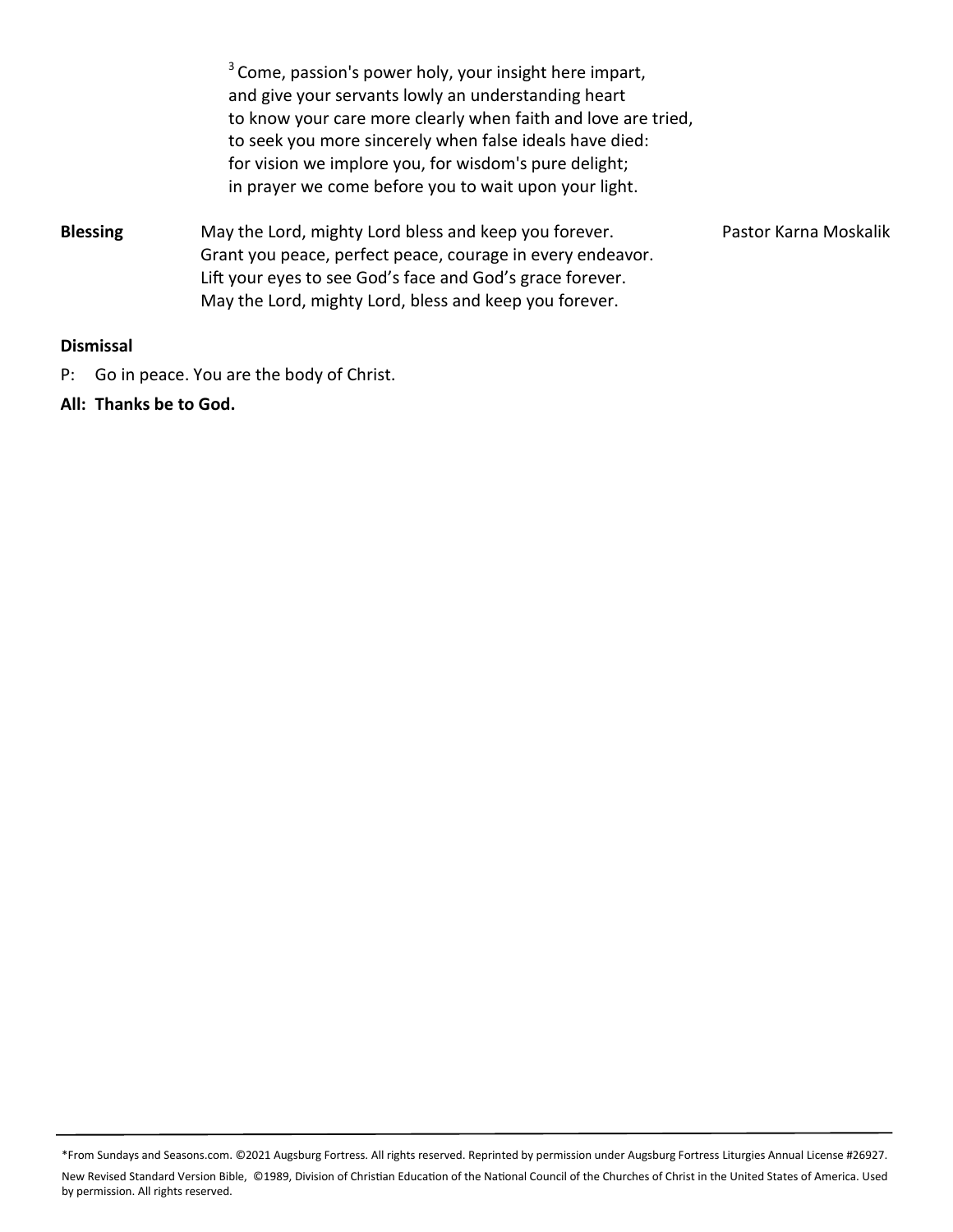[3] Come, passion's power holy, your insight here impart,
and give your servants lowly an understanding heart
to know your care more clearly when faith and love are tried,
to seek you more sincerely when false ideals have died:
for vision we implore you, for wisdom's pure delight;
in prayer we come before you to wait upon your light.

**Blessing** — Pastor Karna Moskalik

May the Lord, mighty Lord bless and keep you forever.
Grant you peace, perfect peace, courage in every endeavor.
Lift your eyes to see God's face and God's grace forever.
May the Lord, mighty Lord, bless and keep you forever.

**Dismissal**

P: Go in peace. You are the body of Christ.

**All: Thanks be to God.**

---

*From Sundays and Seasons.com. ©2021 Augsburg Fortress. All rights reserved. Reprinted by permission under Augsburg Fortress Liturgies Annual License #26927.

New Revised Standard Version Bible, ©1989, Division of Christian Education of the National Council of the Churches of Christ in the United States of America. Used by permission. All rights reserved.